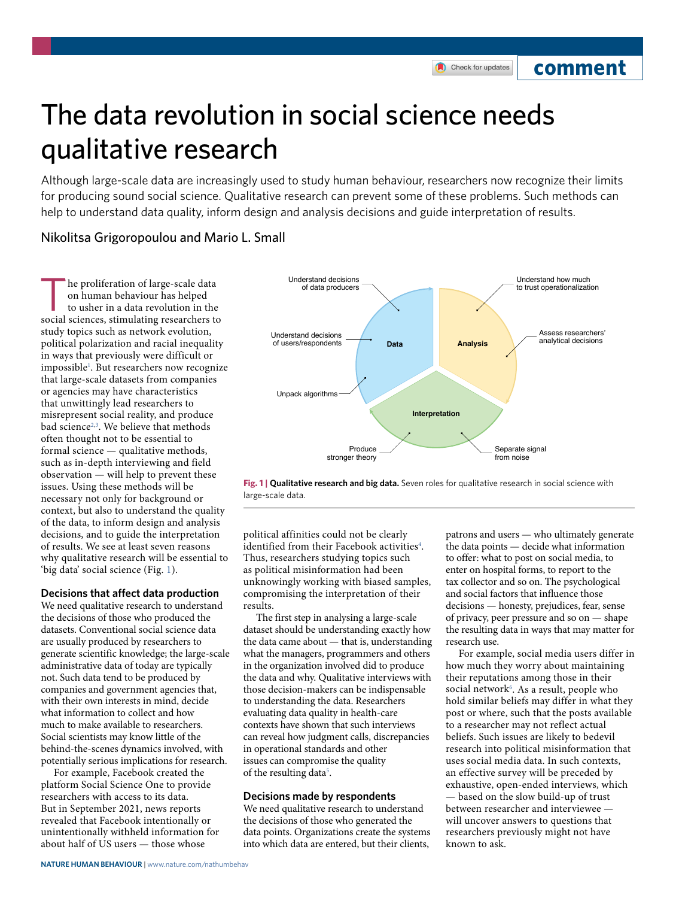# The data revolution in social science needs qualitative research

Although large-scale data are increasingly used to study human behaviour, researchers now recognize their limits for producing sound social science. Qualitative research can prevent some of these problems. Such methods can help to understand data quality, inform design and analysis decisions and guide interpretation of results.

Nikolitsa Grigoropoulou and Mario L. Small

The proliferation of large-scale data on human behaviour has helped to usher in a data revolution in the social sciences, stimulating researchers to study topics such as network evolution, political polarization and racial inequality in ways that previously were difficult or impossible[1]. But researchers now recognize that large-scale datasets from companies or agencies may have characteristics that unwittingly lead researchers to misrepresent social reality, and produce bad science[2,3]. We believe that methods often thought not to be essential to formal science — qualitative methods, such as in-depth interviewing and field observation — will help to prevent these issues. Using these methods will be necessary not only for background or context, but also to understand the quality of the data, to inform design and analysis decisions, and to guide the interpretation of results. We see at least seven reasons why qualitative research will be essential to 'big data' social science (Fig. 1).

Understand decisions of data producers

Understand decisions of users/respondents

Unpack algorithms

Data

Analysis

Understand how much to trust operationalization

Assess researchers' analytical decisions

Interpretation

Produce stronger theory

Separate signal from noise

**Fig. 1 | Qualitative research and big data.** Seven roles for qualitative research in social science with large-scale data.

### Decisions that affect data production

We need qualitative research to understand the decisions of those who produced the datasets. Conventional social science data are usually produced by researchers to generate scientific knowledge; the large-scale administrative data of today are typically not. Such data tend to be produced by companies and government agencies that, with their own interests in mind, decide what information to collect and how much to make available to researchers. Social scientists may know little of the behind-the-scenes dynamics involved, with potentially serious implications for research.

For example, Facebook created the platform Social Science One to provide researchers with access to its data. But in September 2021, news reports revealed that Facebook intentionally or unintentionally withheld information for about half of US users — those whose political affinities could not be clearly identified from their Facebook activities[4]. Thus, researchers studying topics such as political misinformation had been unknowingly working with biased samples, compromising the interpretation of their results.

The first step in analysing a large-scale dataset should be understanding exactly how the data came about — that is, understanding what the managers, programmers and others in the organization involved did to produce the data and why. Qualitative interviews with those decision-makers can be indispensable to understanding the data. Researchers evaluating data quality in health-care contexts have shown that such interviews can reveal how judgment calls, discrepancies in operational standards and other issues can compromise the quality of the resulting data[5].

### Decisions made by respondents

We need qualitative research to understand the decisions of those who generated the data points. Organizations create the systems into which data are entered, but their clients, patrons and users — who ultimately generate the data points — decide what information to offer: what to post on social media, to enter on hospital forms, to report to the tax collector and so on. The psychological and social factors that influence those decisions — honesty, prejudices, fear, sense of privacy, peer pressure and so on — shape the resulting data in ways that may matter for research use.

For example, social media users differ in how much they worry about maintaining their reputations among those in their social network[6]. As a result, people who hold similar beliefs may differ in what they post or where, such that the posts available to a researcher may not reflect actual beliefs. Such issues are likely to bedevil research into political misinformation that uses social media data. In such contexts, an effective survey will be preceded by exhaustive, open-ended interviews, which — based on the slow build-up of trust between researcher and interviewee — will uncover answers to questions that researchers previously might not have known to ask.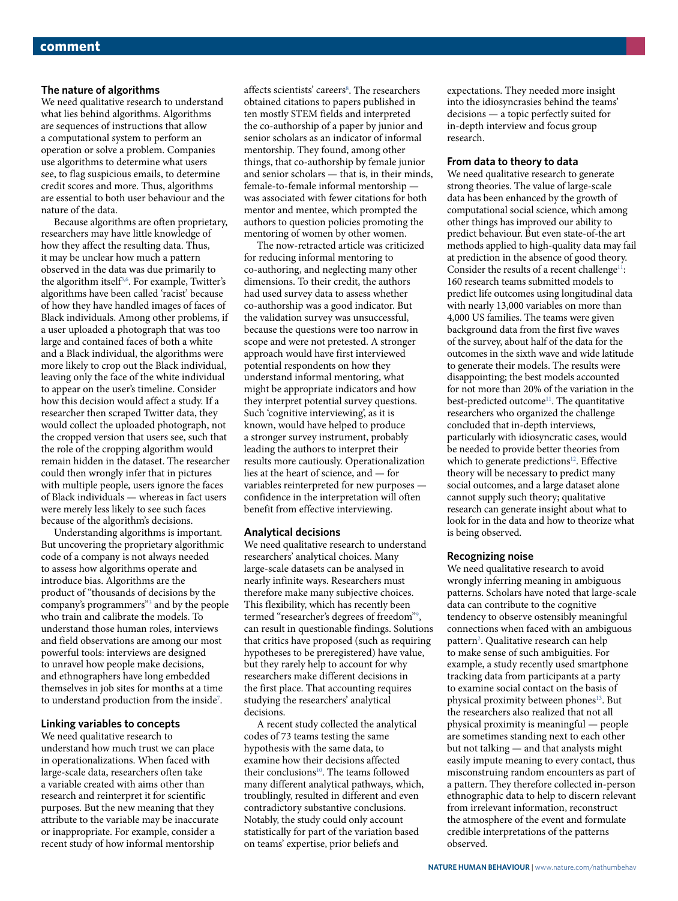## The nature of algorithms

We need qualitative research to understand what lies behind algorithms. Algorithms are sequences of instructions that allow a computational system to perform an operation or solve a problem. Companies use algorithms to determine what users see, to flag suspicious emails, to determine credit scores and more. Thus, algorithms are essential to both user behaviour and the nature of the data.

Because algorithms are often proprietary, researchers may have little knowledge of how they affect the resulting data. Thus, it may be unclear how much a pattern observed in the data was due primarily to the algorithm itself[5,6]. For example, Twitter's algorithms have been called 'racist' because of how they have handled images of faces of Black individuals. Among other problems, if a user uploaded a photograph that was too large and contained faces of both a white and a Black individual, the algorithms were more likely to crop out the Black individual, leaving only the face of the white individual to appear on the user's timeline. Consider how this decision would affect a study. If a researcher then scraped Twitter data, they would collect the uploaded photograph, not the cropped version that users see, such that the role of the cropping algorithm would remain hidden in the dataset. The researcher could then wrongly infer that in pictures with multiple people, users ignore the faces of Black individuals — whereas in fact users were merely less likely to see such faces because of the algorithm's decisions.

Understanding algorithms is important. But uncovering the proprietary algorithmic code of a company is not always needed to assess how algorithms operate and introduce bias. Algorithms are the product of "thousands of decisions by the company's programmers"[3] and by the people who train and calibrate the models. To understand those human roles, interviews and field observations are among our most powerful tools: interviews are designed to unravel how people make decisions, and ethnographers have long embedded themselves in job sites for months at a time to understand production from the inside[7].

## Linking variables to concepts

We need qualitative research to understand how much trust we can place in operationalizations. When faced with large-scale data, researchers often take a variable created with aims other than research and reinterpret it for scientific purposes. But the new meaning that they attribute to the variable may be inaccurate or inappropriate. For example, consider a recent study of how informal mentorship affects scientists' careers[8]. The researchers obtained citations to papers published in ten mostly STEM fields and interpreted the co-authorship of a paper by junior and senior scholars as an indicator of informal mentorship. They found, among other things, that co-authorship by female junior and senior scholars — that is, in their minds, female-to-female informal mentorship — was associated with fewer citations for both mentor and mentee, which prompted the authors to question policies promoting the mentoring of women by other women.

The now-retracted article was criticized for reducing informal mentoring to co-authoring, and neglecting many other dimensions. To their credit, the authors had used survey data to assess whether co-authorship was a good indicator. But the validation survey was unsuccessful, because the questions were too narrow in scope and were not pretested. A stronger approach would have first interviewed potential respondents on how they understand informal mentoring, what might be appropriate indicators and how they interpret potential survey questions. Such 'cognitive interviewing', as it is known, would have helped to produce a stronger survey instrument, probably leading the authors to interpret their results more cautiously. Operationalization lies at the heart of science, and — for variables reinterpreted for new purposes — confidence in the interpretation will often benefit from effective interviewing.

## Analytical decisions

We need qualitative research to understand researchers' analytical choices. Many large-scale datasets can be analysed in nearly infinite ways. Researchers must therefore make many subjective choices. This flexibility, which has recently been termed "researcher's degrees of freedom"[9], can result in questionable findings. Solutions that critics have proposed (such as requiring hypotheses to be preregistered) have value, but they rarely help to account for why researchers make different decisions in the first place. That accounting requires studying the researchers' analytical decisions.

A recent study collected the analytical codes of 73 teams testing the same hypothesis with the same data, to examine how their decisions affected their conclusions[10]. The teams followed many different analytical pathways, which, troublingly, resulted in different and even contradictory substantive conclusions. Notably, the study could only account statistically for part of the variation based on teams' expertise, prior beliefs and expectations. They needed more insight into the idiosyncrasies behind the teams' decisions — a topic perfectly suited for in-depth interview and focus group research.

## From data to theory to data

We need qualitative research to generate strong theories. The value of large-scale data has been enhanced by the growth of computational social science, which among other things has improved our ability to predict behaviour. But even state-of-the art methods applied to high-quality data may fail at prediction in the absence of good theory. Consider the results of a recent challenge[11]: 160 research teams submitted models to predict life outcomes using longitudinal data with nearly 13,000 variables on more than 4,000 US families. The teams were given background data from the first five waves of the survey, about half of the data for the outcomes in the sixth wave and wide latitude to generate their models. The results were disappointing; the best models accounted for not more than 20% of the variation in the best-predicted outcome[11]. The quantitative researchers who organized the challenge concluded that in-depth interviews, particularly with idiosyncratic cases, would be needed to provide better theories from which to generate predictions[12]. Effective theory will be necessary to predict many social outcomes, and a large dataset alone cannot supply such theory; qualitative research can generate insight about what to look for in the data and how to theorize what is being observed.

## Recognizing noise

We need qualitative research to avoid wrongly inferring meaning in ambiguous patterns. Scholars have noted that large-scale data can contribute to the cognitive tendency to observe ostensibly meaningful connections when faced with an ambiguous pattern[2]. Qualitative research can help to make sense of such ambiguities. For example, a study recently used smartphone tracking data from participants at a party to examine social contact on the basis of physical proximity between phones[13]. But the researchers also realized that not all physical proximity is meaningful — people are sometimes standing next to each other but not talking — and that analysts might easily impute meaning to every contact, thus misconstruing random encounters as part of a pattern. They therefore collected in-person ethnographic data to help to discern relevant from irrelevant information, reconstruct the atmosphere of the event and formulate credible interpretations of the patterns observed.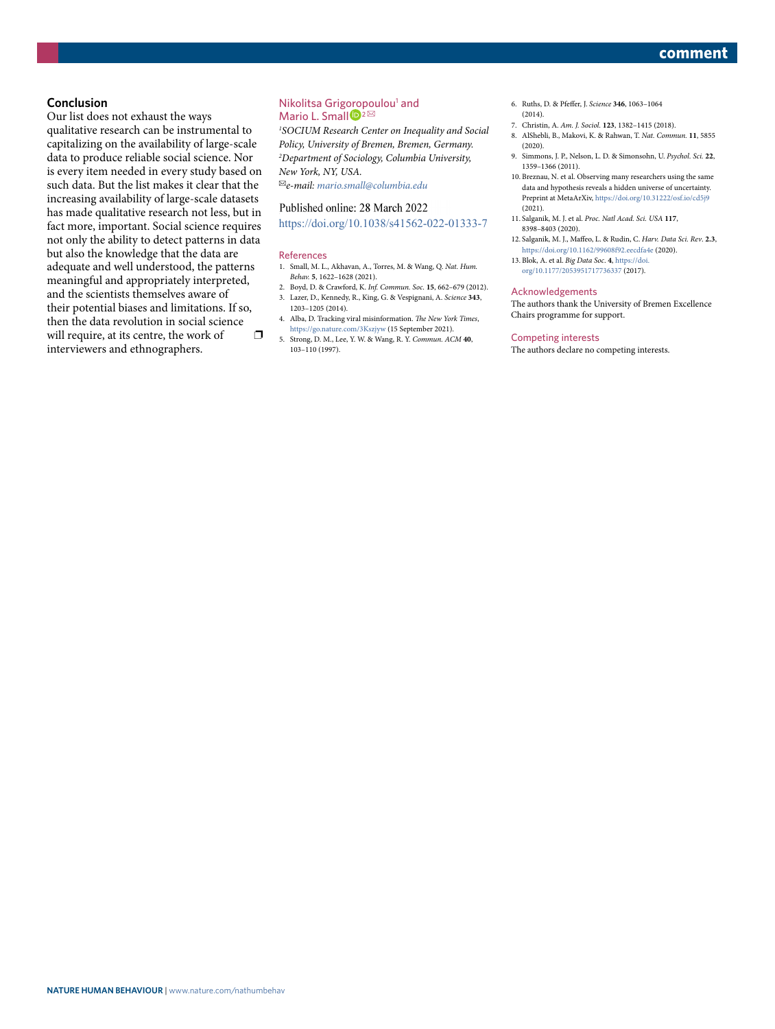## Conclusion

Our list does not exhaust the ways qualitative research can be instrumental to capitalizing on the availability of large-scale data to produce reliable social science. Nor is every item needed in every study based on such data. But the list makes it clear that the increasing availability of large-scale datasets has made qualitative research not less, but in fact more, important. Social science requires not only the ability to detect patterns in data but also the knowledge that the data are adequate and well understood, the patterns meaningful and appropriately interpreted, and the scientists themselves aware of their potential biases and limitations. If so, then the data revolution in social science will require, at its centre, the work of interviewers and ethnographers. ❐

Nikolitsa Grigoropoulou[1] and Mario L. Small[2] ✉

[1]*SOCIUM Research Center on Inequality and Social Policy, University of Bremen, Bremen, Germany.*
[2]*Department of Sociology, Columbia University, New York, NY, USA.*
✉*e-mail: mario.small@columbia.edu*

Published online: 28 March 2022
https://doi.org/10.1038/s41562-022-01333-7

### References

1. Small, M. L., Akhavan, A., Torres, M. & Wang, Q. *Nat. Hum. Behav.* **5**, 1622–1628 (2021).
2. Boyd, D. & Crawford, K. *Inf. Commun. Soc.* **15**, 662–679 (2012).
3. Lazer, D., Kennedy, R., King, G. & Vespignani, A. *Science* **343**, 1203–1205 (2014).
4. Alba, D. Tracking viral misinformation. *The New York Times*, https://go.nature.com/3Kszjyw (15 September 2021).
5. Strong, D. M., Lee, Y. W. & Wang, R. Y. *Commun. ACM* **40**, 103–110 (1997).
6. Ruths, D. & Pfeffer, J. *Science* **346**, 1063–1064 (2014).
7. Christin, A. *Am. J. Sociol.* **123**, 1382–1415 (2018).
8. AlShebli, B., Makovi, K. & Rahwan, T. *Nat. Commun.* **11**, 5855 (2020).
9. Simmons, J. P., Nelson, L. D. & Simonsohn, U. *Psychol. Sci.* **22**, 1359–1366 (2011).
10. Breznau, N. et al. Observing many researchers using the same data and hypothesis reveals a hidden universe of uncertainty. Preprint at MetaArXiv, https://doi.org/10.31222/osf.io/cd5j9 (2021).
11. Salganik, M. J. et al. *Proc. Natl Acad. Sci. USA* **117**, 8398–8403 (2020).
12. Salganik, M. J., Maffeo, L. & Rudin, C. *Harv. Data Sci. Rev.* **2.3**, https://doi.org/10.1162/99608f92.eecdfa4e (2020).
13. Blok, A. et al. *Big Data Soc.* **4**, https://doi.org/10.1177/2053951717736337 (2017).

### Acknowledgements

The authors thank the University of Bremen Excellence Chairs programme for support.

### Competing interests

The authors declare no competing interests.